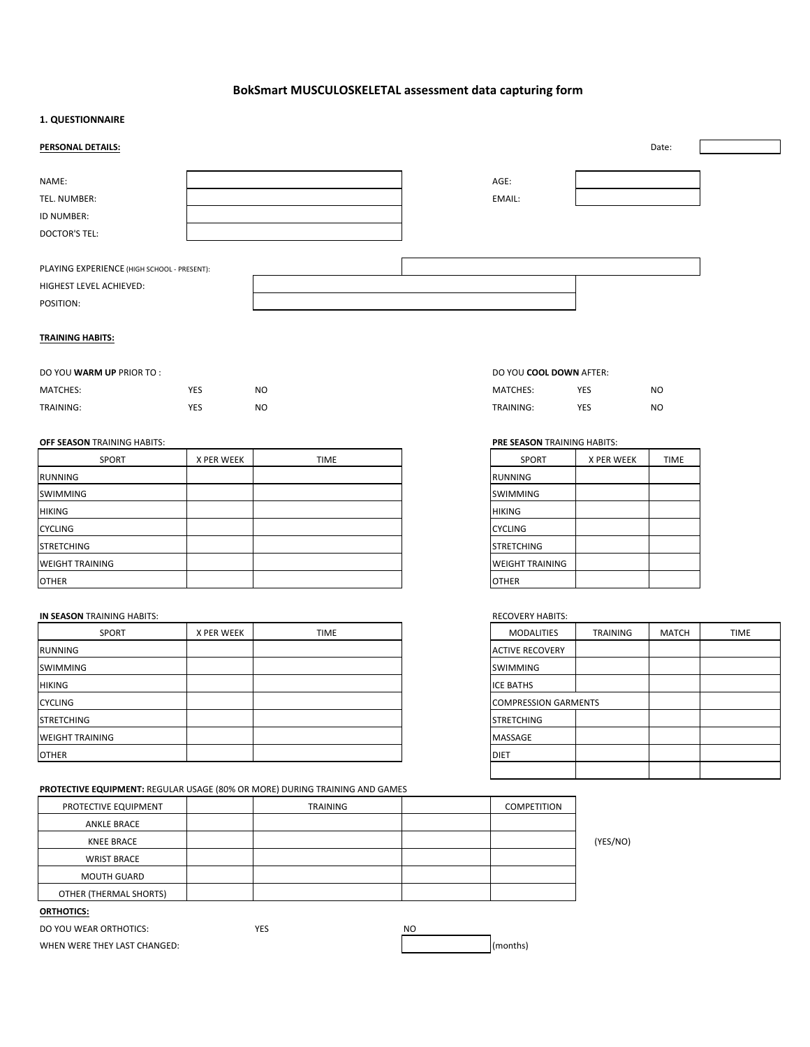# BokSmart MUSCULOSKELETAL assessment data capturing form

## 1. QUESTIONNAIRE

**PERSONAL DETAILS:**

Date:

NAME:

AGE:

TEL. NUMBER:

EMAIL:

ID NUMBER:

DOCTOR'S TEL:

PLAYING EXPERIENCE (HIGH SCHOOL - PRESENT):

HIGHEST LEVEL ACHIEVED:

POSITION:

**TRAINING HABITS:**

DO YOU **WARM UP** PRIOR TO :

MATCHES: YES NO

TRAINING: YES NO

DO YOU **COOL DOWN** AFTER:

MATCHES: YES NO

TRAINING: YES NO

**OFF SEASON** TRAINING HABITS:

| SPORT | X PER WEEK | TIME |
|---|---|---|
| RUNNING | | |
| SWIMMING | | |
| HIKING | | |
| CYCLING | | |
| STRETCHING | | |
| WEIGHT TRAINING | | |
| OTHER | | |

**PRE SEASON** TRAINING HABITS:

| SPORT | X PER WEEK | TIME |
|---|---|---|
| RUNNING | | |
| SWIMMING | | |
| HIKING | | |
| CYCLING | | |
| STRETCHING | | |
| WEIGHT TRAINING | | |
| OTHER | | |

**IN SEASON** TRAINING HABITS:

| SPORT | X PER WEEK | TIME |
|---|---|---|
| RUNNING | | |
| SWIMMING | | |
| HIKING | | |
| CYCLING | | |
| STRETCHING | | |
| WEIGHT TRAINING | | |
| OTHER | | |

RECOVERY HABITS:

| MODALITIES | TRAINING | MATCH | TIME |
|---|---|---|---|
| ACTIVE RECOVERY | | | |
| SWIMMING | | | |
| ICE BATHS | | | |
| COMPRESSION GARMENTS | | | |
| STRETCHING | | | |
| MASSAGE | | | |
| DIET | | | |
| | | | |

**PROTECTIVE EQUIPMENT:** REGULAR USAGE (80% OR MORE) DURING TRAINING AND GAMES

| PROTECTIVE EQUIPMENT | | TRAINING | | COMPETITION |
|---|---|---|---|---|
| ANKLE BRACE | | | | |
| KNEE BRACE | | | | |
| WRIST BRACE | | | | |
| MOUTH GUARD | | | | |
| OTHER (THERMAL SHORTS) | | | | |

(YES/NO)

**ORTHOTICS:**

DO YOU WEAR ORTHOTICS: YES NO

WHEN WERE THEY LAST CHANGED: (months)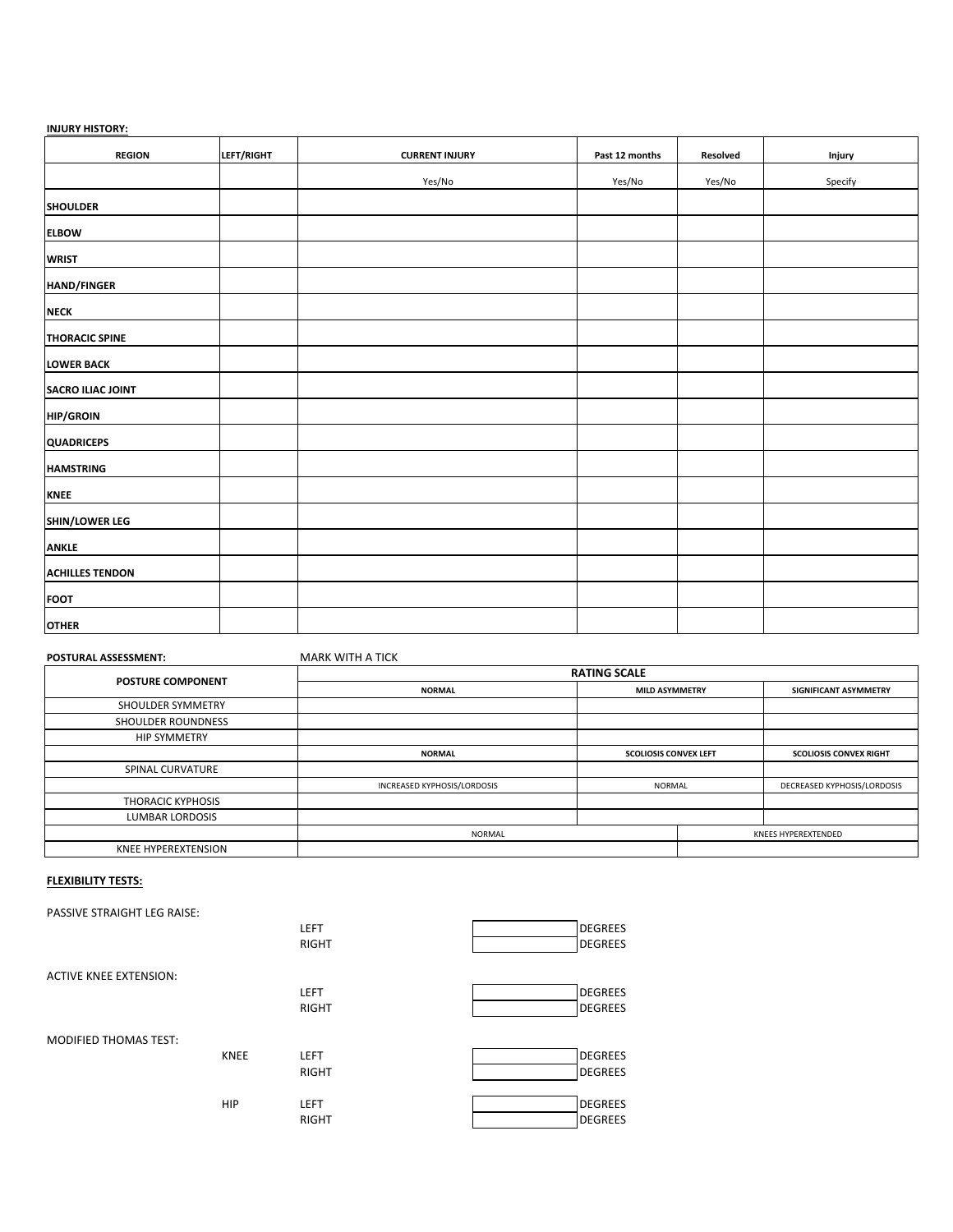**INJURY HISTORY:**

| REGION | LEFT/RIGHT | CURRENT INJURY | Past 12 months | Resolved | Injury |
|---|---|---|---|---|---|
| | | Yes/No | Yes/No | Yes/No | Specify |
| **SHOULDER** | | | | | |
| **ELBOW** | | | | | |
| **WRIST** | | | | | |
| **HAND/FINGER** | | | | | |
| **NECK** | | | | | |
| **THORACIC SPINE** | | | | | |
| **LOWER BACK** | | | | | |
| **SACRO ILIAC JOINT** | | | | | |
| **HIP/GROIN** | | | | | |
| **QUADRICEPS** | | | | | |
| **HAMSTRING** | | | | | |
| **KNEE** | | | | | |
| **SHIN/LOWER LEG** | | | | | |
| **ANKLE** | | | | | |
| **ACHILLES TENDON** | | | | | |
| **FOOT** | | | | | |
| **OTHER** | | | | | |

**POSTURAL ASSESSMENT:** MARK WITH A TICK

| POSTURE COMPONENT | RATING SCALE | | |
|---|---|---|---|
| | **NORMAL** | **MILD ASYMMETRY** | **SIGNIFICANT ASYMMETRY** |
| SHOULDER SYMMETRY | | | |
| SHOULDER ROUNDNESS | | | |
| HIP SYMMETRY | | | |
| | **NORMAL** | **SCOLIOSIS CONVEX LEFT** | **SCOLIOSIS CONVEX RIGHT** |
| SPINAL CURVATURE | | | |
| | INCREASED KYPHOSIS/LORDOSIS | NORMAL | DECREASED KYPHOSIS/LORDOSIS |
| THORACIC KYPHOSIS | | | |
| LUMBAR LORDOSIS | | | |
| | NORMAL | KNEES HYPEREXTENDED | |
| KNEE HYPEREXTENSION | | | |

**FLEXIBILITY TESTS:**

PASSIVE STRAIGHT LEG RAISE:

| | | | |
|---|---|---|---|
| | LEFT | | DEGREES |
| | RIGHT | | DEGREES |

ACTIVE KNEE EXTENSION:

| | | | |
|---|---|---|---|
| | LEFT | | DEGREES |
| | RIGHT | | DEGREES |

MODIFIED THOMAS TEST:

| | | | |
|---|---|---|---|
| KNEE | LEFT | | DEGREES |
| | RIGHT | | DEGREES |
| HIP | LEFT | | DEGREES |
| | RIGHT | | DEGREES |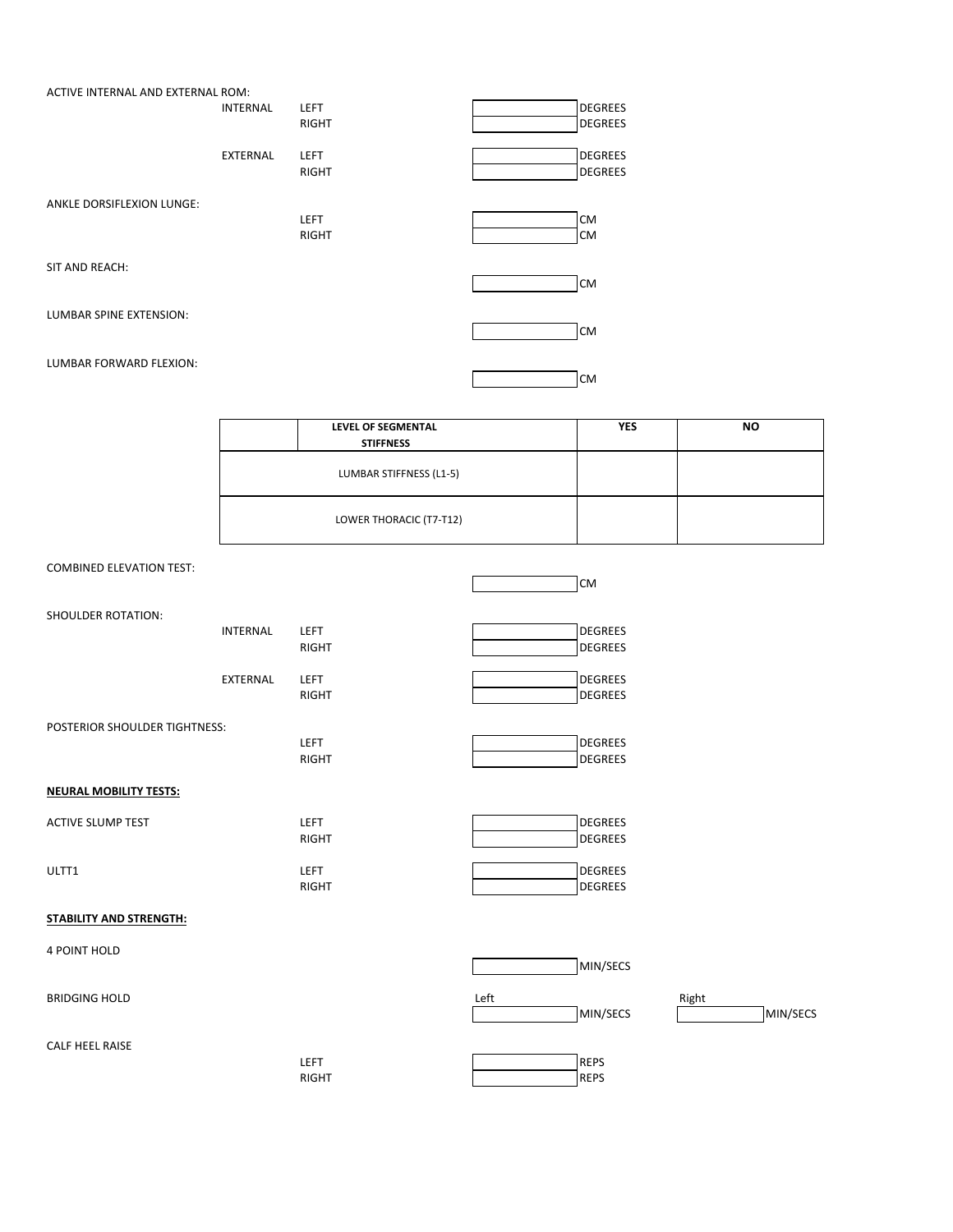ACTIVE INTERNAL AND EXTERNAL ROM:

| | | | |
|---|---|---|---|
| INTERNAL | LEFT | | DEGREES |
| | RIGHT | | DEGREES |
| EXTERNAL | LEFT | | DEGREES |
| | RIGHT | | DEGREES |

ANKLE DORSIFLEXION LUNGE:

| | | |
|---|---|---|
| LEFT | | CM |
| RIGHT | | CM |

SIT AND REACH:

| | |
|---|---|
| | CM |

LUMBAR SPINE EXTENSION:

| | |
|---|---|
| | CM |

LUMBAR FORWARD FLEXION:

| | |
|---|---|
| | CM |

| | LEVEL OF SEGMENTAL STIFFNESS | YES | NO |
|---|---|---|---|
| LUMBAR STIFFNESS (L1-5) | | | |
| LOWER THORACIC (T7-T12) | | | |

COMBINED ELEVATION TEST:

| | |
|---|---|
| | CM |

SHOULDER ROTATION:

| | | | |
|---|---|---|---|
| INTERNAL | LEFT | | DEGREES |
| | RIGHT | | DEGREES |
| EXTERNAL | LEFT | | DEGREES |
| | RIGHT | | DEGREES |

POSTERIOR SHOULDER TIGHTNESS:

| | | |
|---|---|---|
| LEFT | | DEGREES |
| RIGHT | | DEGREES |

**NEURAL MOBILITY TESTS:**

| | | | |
|---|---|---|---|
| ACTIVE SLUMP TEST | LEFT | | DEGREES |
| | RIGHT | | DEGREES |
| ULTT1 | LEFT | | DEGREES |
| | RIGHT | | DEGREES |

**STABILITY AND STRENGTH:**

4 POINT HOLD

| | |
|---|---|
| | MIN/SECS |

BRIDGING HOLD

| Left | | Right | |
|---|---|---|---|
| | MIN/SECS | | MIN/SECS |

CALF HEEL RAISE

| | | |
|---|---|---|
| LEFT | | REPS |
| RIGHT | | REPS |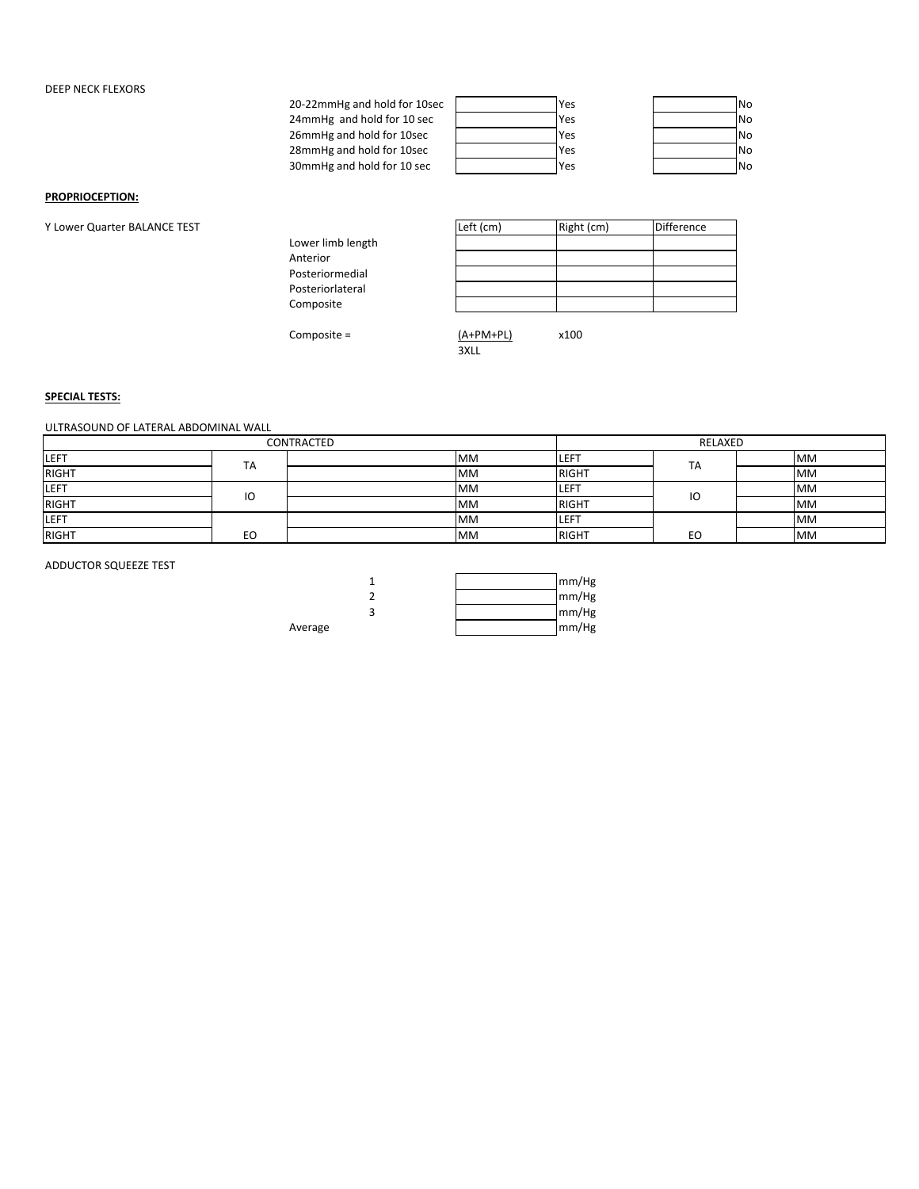DEEP NECK FLEXORS

| | | | | |
|---|---|---|---|---|
| 20-22mmHg and hold for 10sec | | Yes | | No |
| 24mmHg and hold for 10 sec | | Yes | | No |
| 26mmHg and hold for 10sec | | Yes | | No |
| 28mmHg and hold for 10sec | | Yes | | No |
| 30mmHg and hold for 10 sec | | Yes | | No |

**PROPRIOCEPTION:**

Y Lower Quarter BALANCE TEST

| | Left (cm) | Right (cm) | Difference |
|---|---|---|---|
| Lower limb length | | | |
| Anterior | | | |
| Posteriormedial | | | |
| Posteriorlateral | | | |
| Composite | | | |

Composite = $\frac{(A+PM+PL)}{3XLL}$ x100

**SPECIAL TESTS:**

ULTRASOUND OF LATERAL ABDOMINAL WALL

| CONTRACTED | | | | RELAXED | | | |
|---|---|---|---|---|---|---|---|
| LEFT | TA | | MM | LEFT | TA | | MM |
| RIGHT | | | MM | RIGHT | | | MM |
| LEFT | IO | | MM | LEFT | IO | | MM |
| RIGHT | | | MM | RIGHT | | | MM |
| LEFT | EO | | MM | LEFT | EO | | MM |
| RIGHT | | | MM | RIGHT | | | MM |

ADDUCTOR SQUEEZE TEST

| | | |
|---|---|---|
| 1 | | mm/Hg |
| 2 | | mm/Hg |
| 3 | | mm/Hg |
| Average | | mm/Hg |